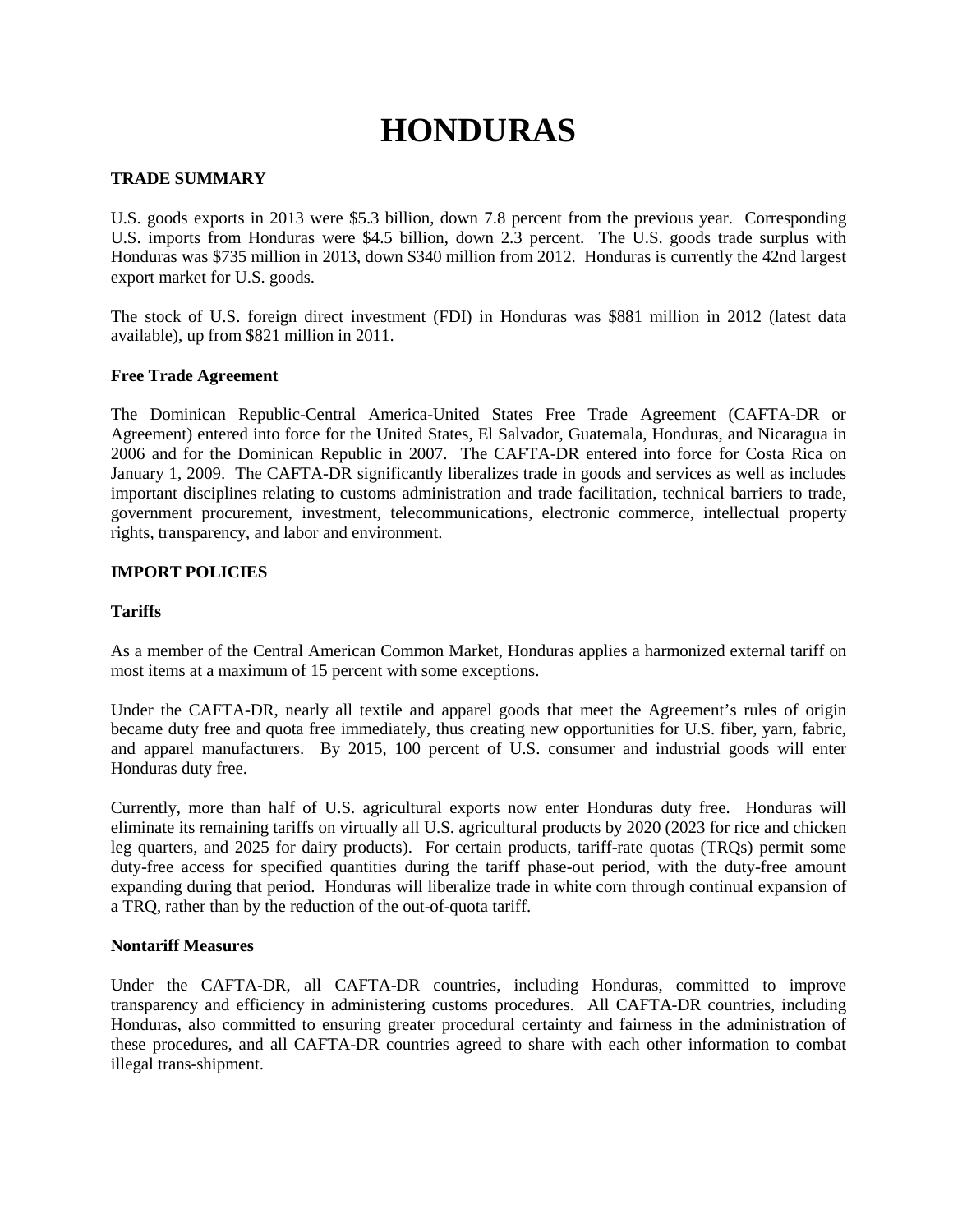# HONDURAS

## TRADE SUMMARY

U.S. goods exports in 2013 were $5.3 billion, down 7.8 percent from the previous year. Corresponding U.S. imports from Honduras were $4.5 billion, down 2.3 percent. The U.S. goods trade surplus with Honduras was $735 million in 2013, down $340 million from 2012. Honduras is currently the 42nd largest export market for U.S. goods.

The stock of U.S. foreign direct investment (FDI) in Honduras was $881 million in 2012 (latest data available), up from $821 million in 2011.

### Free Trade Agreement

The Dominican Republic-Central America-United States Free Trade Agreement (CAFTA-DR or Agreement) entered into force for the United States, El Salvador, Guatemala, Honduras, and Nicaragua in 2006 and for the Dominican Republic in 2007. The CAFTA-DR entered into force for Costa Rica on January 1, 2009. The CAFTA-DR significantly liberalizes trade in goods and services as well as includes important disciplines relating to customs administration and trade facilitation, technical barriers to trade, government procurement, investment, telecommunications, electronic commerce, intellectual property rights, transparency, and labor and environment.

## IMPORT POLICIES

### Tariffs

As a member of the Central American Common Market, Honduras applies a harmonized external tariff on most items at a maximum of 15 percent with some exceptions.

Under the CAFTA-DR, nearly all textile and apparel goods that meet the Agreement's rules of origin became duty free and quota free immediately, thus creating new opportunities for U.S. fiber, yarn, fabric, and apparel manufacturers. By 2015, 100 percent of U.S. consumer and industrial goods will enter Honduras duty free.

Currently, more than half of U.S. agricultural exports now enter Honduras duty free. Honduras will eliminate its remaining tariffs on virtually all U.S. agricultural products by 2020 (2023 for rice and chicken leg quarters, and 2025 for dairy products). For certain products, tariff-rate quotas (TRQs) permit some duty-free access for specified quantities during the tariff phase-out period, with the duty-free amount expanding during that period. Honduras will liberalize trade in white corn through continual expansion of a TRQ, rather than by the reduction of the out-of-quota tariff.

### Nontariff Measures

Under the CAFTA-DR, all CAFTA-DR countries, including Honduras, committed to improve transparency and efficiency in administering customs procedures. All CAFTA-DR countries, including Honduras, also committed to ensuring greater procedural certainty and fairness in the administration of these procedures, and all CAFTA-DR countries agreed to share with each other information to combat illegal trans-shipment.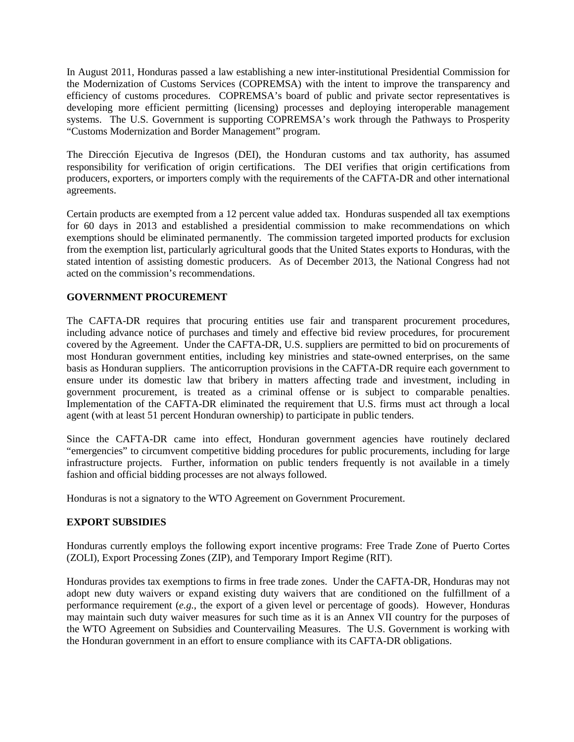In August 2011, Honduras passed a law establishing a new inter-institutional Presidential Commission for the Modernization of Customs Services (COPREMSA) with the intent to improve the transparency and efficiency of customs procedures. COPREMSA's board of public and private sector representatives is developing more efficient permitting (licensing) processes and deploying interoperable management systems. The U.S. Government is supporting COPREMSA's work through the Pathways to Prosperity "Customs Modernization and Border Management" program.

The Dirección Ejecutiva de Ingresos (DEI), the Honduran customs and tax authority, has assumed responsibility for verification of origin certifications. The DEI verifies that origin certifications from producers, exporters, or importers comply with the requirements of the CAFTA-DR and other international agreements.

Certain products are exempted from a 12 percent value added tax. Honduras suspended all tax exemptions for 60 days in 2013 and established a presidential commission to make recommendations on which exemptions should be eliminated permanently. The commission targeted imported products for exclusion from the exemption list, particularly agricultural goods that the United States exports to Honduras, with the stated intention of assisting domestic producers. As of December 2013, the National Congress had not acted on the commission's recommendations.

## GOVERNMENT PROCUREMENT

The CAFTA-DR requires that procuring entities use fair and transparent procurement procedures, including advance notice of purchases and timely and effective bid review procedures, for procurement covered by the Agreement. Under the CAFTA-DR, U.S. suppliers are permitted to bid on procurements of most Honduran government entities, including key ministries and state-owned enterprises, on the same basis as Honduran suppliers. The anticorruption provisions in the CAFTA-DR require each government to ensure under its domestic law that bribery in matters affecting trade and investment, including in government procurement, is treated as a criminal offense or is subject to comparable penalties. Implementation of the CAFTA-DR eliminated the requirement that U.S. firms must act through a local agent (with at least 51 percent Honduran ownership) to participate in public tenders.

Since the CAFTA-DR came into effect, Honduran government agencies have routinely declared "emergencies" to circumvent competitive bidding procedures for public procurements, including for large infrastructure projects. Further, information on public tenders frequently is not available in a timely fashion and official bidding processes are not always followed.

Honduras is not a signatory to the WTO Agreement on Government Procurement.

## EXPORT SUBSIDIES

Honduras currently employs the following export incentive programs: Free Trade Zone of Puerto Cortes (ZOLI), Export Processing Zones (ZIP), and Temporary Import Regime (RIT).

Honduras provides tax exemptions to firms in free trade zones. Under the CAFTA-DR, Honduras may not adopt new duty waivers or expand existing duty waivers that are conditioned on the fulfillment of a performance requirement (*e.g.*, the export of a given level or percentage of goods). However, Honduras may maintain such duty waiver measures for such time as it is an Annex VII country for the purposes of the WTO Agreement on Subsidies and Countervailing Measures. The U.S. Government is working with the Honduran government in an effort to ensure compliance with its CAFTA-DR obligations.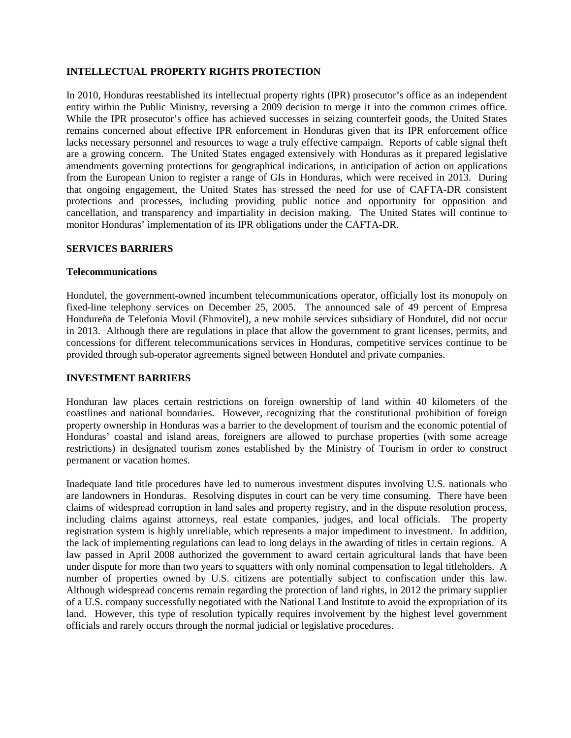## INTELLECTUAL PROPERTY RIGHTS PROTECTION

In 2010, Honduras reestablished its intellectual property rights (IPR) prosecutor's office as an independent entity within the Public Ministry, reversing a 2009 decision to merge it into the common crimes office. While the IPR prosecutor's office has achieved successes in seizing counterfeit goods, the United States remains concerned about effective IPR enforcement in Honduras given that its IPR enforcement office lacks necessary personnel and resources to wage a truly effective campaign. Reports of cable signal theft are a growing concern. The United States engaged extensively with Honduras as it prepared legislative amendments governing protections for geographical indications, in anticipation of action on applications from the European Union to register a range of GIs in Honduras, which were received in 2013. During that ongoing engagement, the United States has stressed the need for use of CAFTA-DR consistent protections and processes, including providing public notice and opportunity for opposition and cancellation, and transparency and impartiality in decision making. The United States will continue to monitor Honduras' implementation of its IPR obligations under the CAFTA-DR.

## SERVICES BARRIERS

### Telecommunications

Hondutel, the government-owned incumbent telecommunications operator, officially lost its monopoly on fixed-line telephony services on December 25, 2005. The announced sale of 49 percent of Empresa Hondureña de Telefonia Movil (Ehmovitel), a new mobile services subsidiary of Hondutel, did not occur in 2013. Although there are regulations in place that allow the government to grant licenses, permits, and concessions for different telecommunications services in Honduras, competitive services continue to be provided through sub-operator agreements signed between Hondutel and private companies.

## INVESTMENT BARRIERS

Honduran law places certain restrictions on foreign ownership of land within 40 kilometers of the coastlines and national boundaries. However, recognizing that the constitutional prohibition of foreign property ownership in Honduras was a barrier to the development of tourism and the economic potential of Honduras' coastal and island areas, foreigners are allowed to purchase properties (with some acreage restrictions) in designated tourism zones established by the Ministry of Tourism in order to construct permanent or vacation homes.

Inadequate land title procedures have led to numerous investment disputes involving U.S. nationals who are landowners in Honduras. Resolving disputes in court can be very time consuming. There have been claims of widespread corruption in land sales and property registry, and in the dispute resolution process, including claims against attorneys, real estate companies, judges, and local officials. The property registration system is highly unreliable, which represents a major impediment to investment. In addition, the lack of implementing regulations can lead to long delays in the awarding of titles in certain regions. A law passed in April 2008 authorized the government to award certain agricultural lands that have been under dispute for more than two years to squatters with only nominal compensation to legal titleholders. A number of properties owned by U.S. citizens are potentially subject to confiscation under this law. Although widespread concerns remain regarding the protection of land rights, in 2012 the primary supplier of a U.S. company successfully negotiated with the National Land Institute to avoid the expropriation of its land. However, this type of resolution typically requires involvement by the highest level government officials and rarely occurs through the normal judicial or legislative procedures.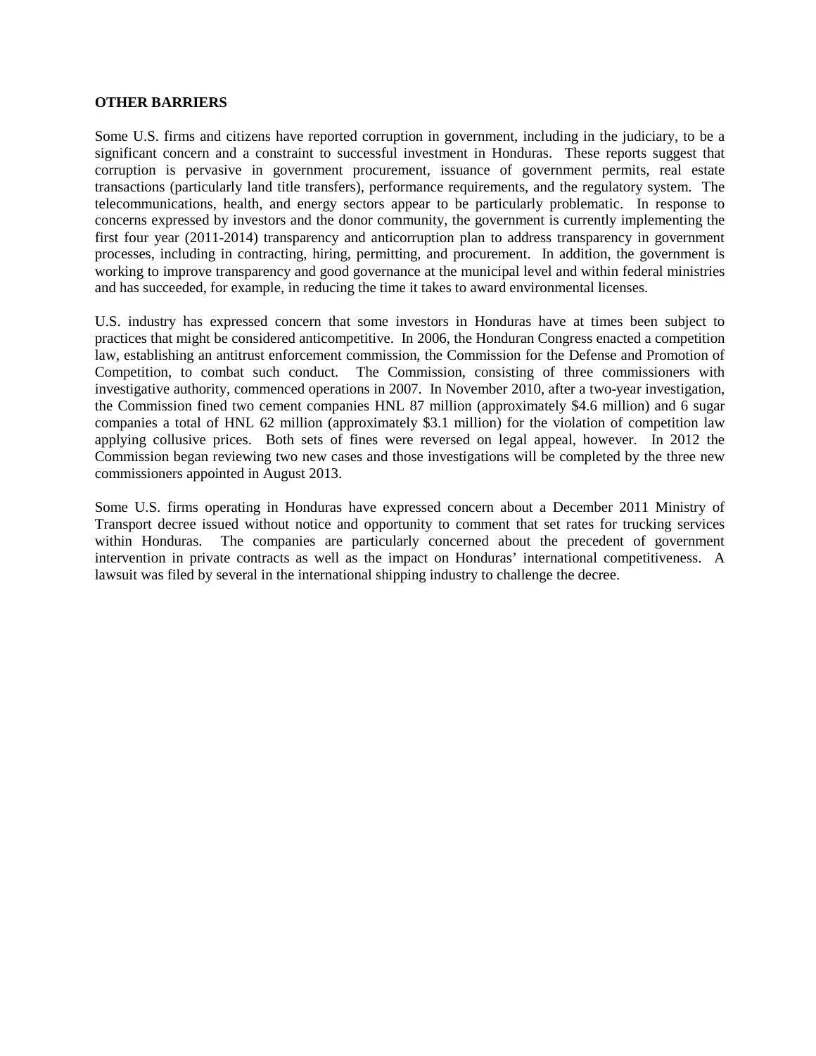**OTHER BARRIERS**

Some U.S. firms and citizens have reported corruption in government, including in the judiciary, to be a significant concern and a constraint to successful investment in Honduras. These reports suggest that corruption is pervasive in government procurement, issuance of government permits, real estate transactions (particularly land title transfers), performance requirements, and the regulatory system. The telecommunications, health, and energy sectors appear to be particularly problematic. In response to concerns expressed by investors and the donor community, the government is currently implementing the first four year (2011-2014) transparency and anticorruption plan to address transparency in government processes, including in contracting, hiring, permitting, and procurement. In addition, the government is working to improve transparency and good governance at the municipal level and within federal ministries and has succeeded, for example, in reducing the time it takes to award environmental licenses.

U.S. industry has expressed concern that some investors in Honduras have at times been subject to practices that might be considered anticompetitive. In 2006, the Honduran Congress enacted a competition law, establishing an antitrust enforcement commission, the Commission for the Defense and Promotion of Competition, to combat such conduct. The Commission, consisting of three commissioners with investigative authority, commenced operations in 2007. In November 2010, after a two-year investigation, the Commission fined two cement companies HNL 87 million (approximately $4.6 million) and 6 sugar companies a total of HNL 62 million (approximately $3.1 million) for the violation of competition law applying collusive prices. Both sets of fines were reversed on legal appeal, however. In 2012 the Commission began reviewing two new cases and those investigations will be completed by the three new commissioners appointed in August 2013.

Some U.S. firms operating in Honduras have expressed concern about a December 2011 Ministry of Transport decree issued without notice and opportunity to comment that set rates for trucking services within Honduras. The companies are particularly concerned about the precedent of government intervention in private contracts as well as the impact on Honduras' international competitiveness. A lawsuit was filed by several in the international shipping industry to challenge the decree.